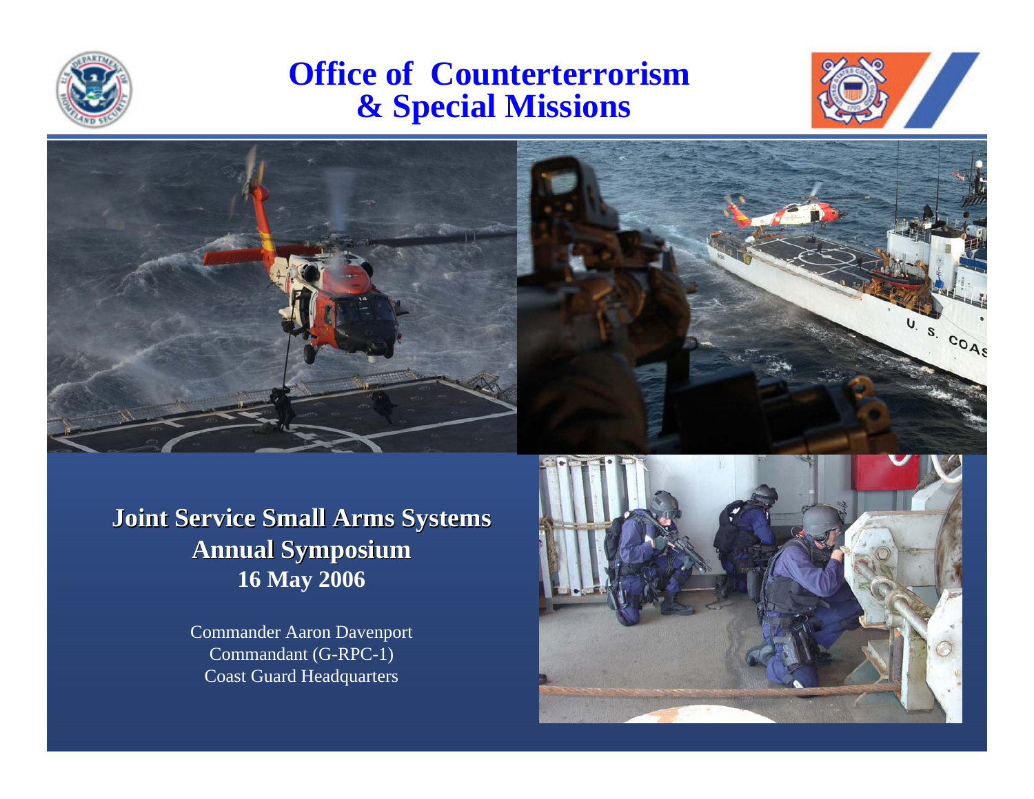# Office of Counterterrorism & Special Missions

**Joint Service Small Arms Systems Annual Symposium**
**16 May 2006**

Commander Aaron Davenport
Commandant (G-RPC-1)
Coast Guard Headquarters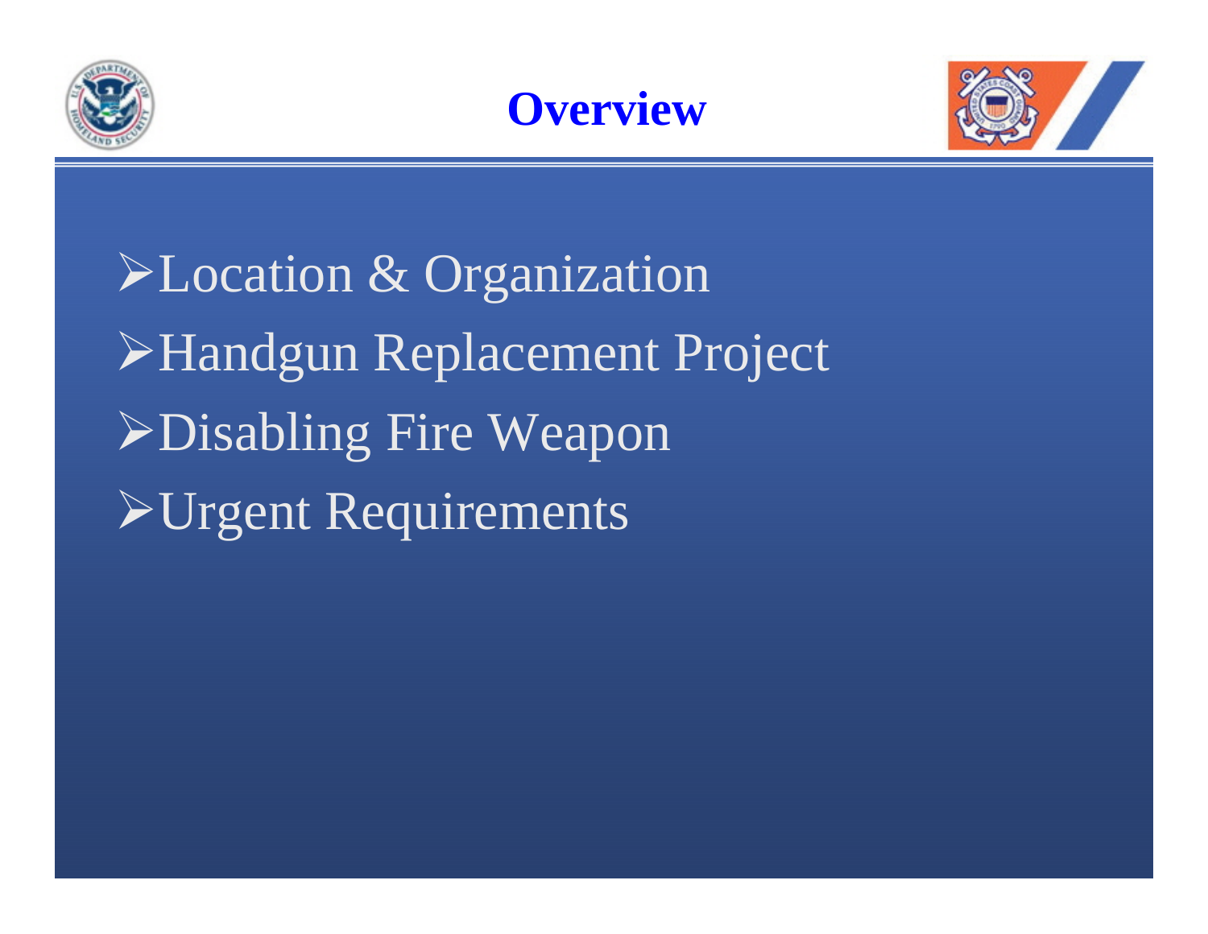# Overview

- Location & Organization
- Handgun Replacement Project
- Disabling Fire Weapon
- Urgent Requirements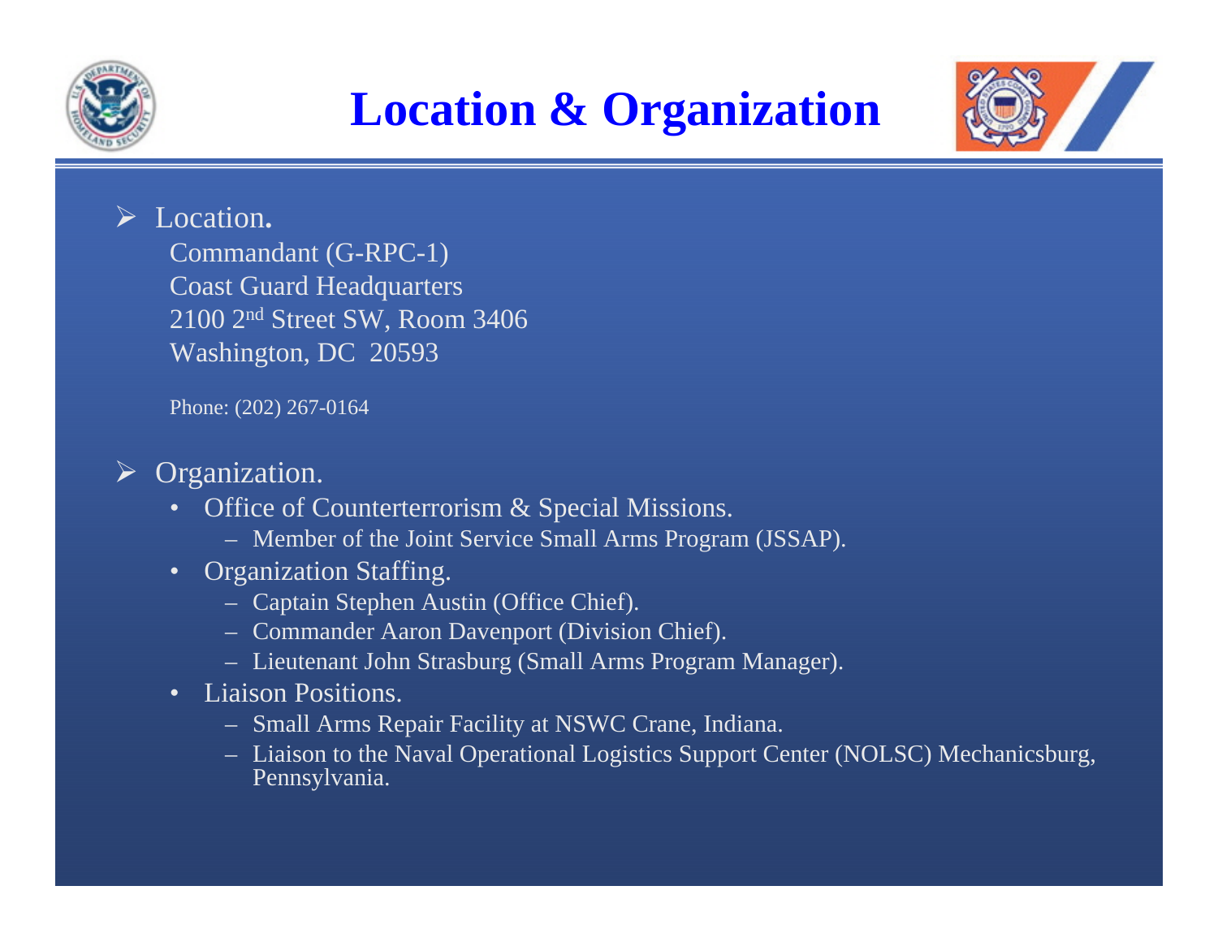# Location & Organization

- Location.
  
  Commandant (G-RPC-1)
  Coast Guard Headquarters
  2100 2nd Street SW, Room 3406
  Washington, DC 20593

  Phone: (202) 267-0164

- Organization.
  - Office of Counterterrorism & Special Missions.
    - Member of the Joint Service Small Arms Program (JSSAP).
  - Organization Staffing.
    - Captain Stephen Austin (Office Chief).
    - Commander Aaron Davenport (Division Chief).
    - Lieutenant John Strasburg (Small Arms Program Manager).
  - Liaison Positions.
    - Small Arms Repair Facility at NSWC Crane, Indiana.
    - Liaison to the Naval Operational Logistics Support Center (NOLSC) Mechanicsburg, Pennsylvania.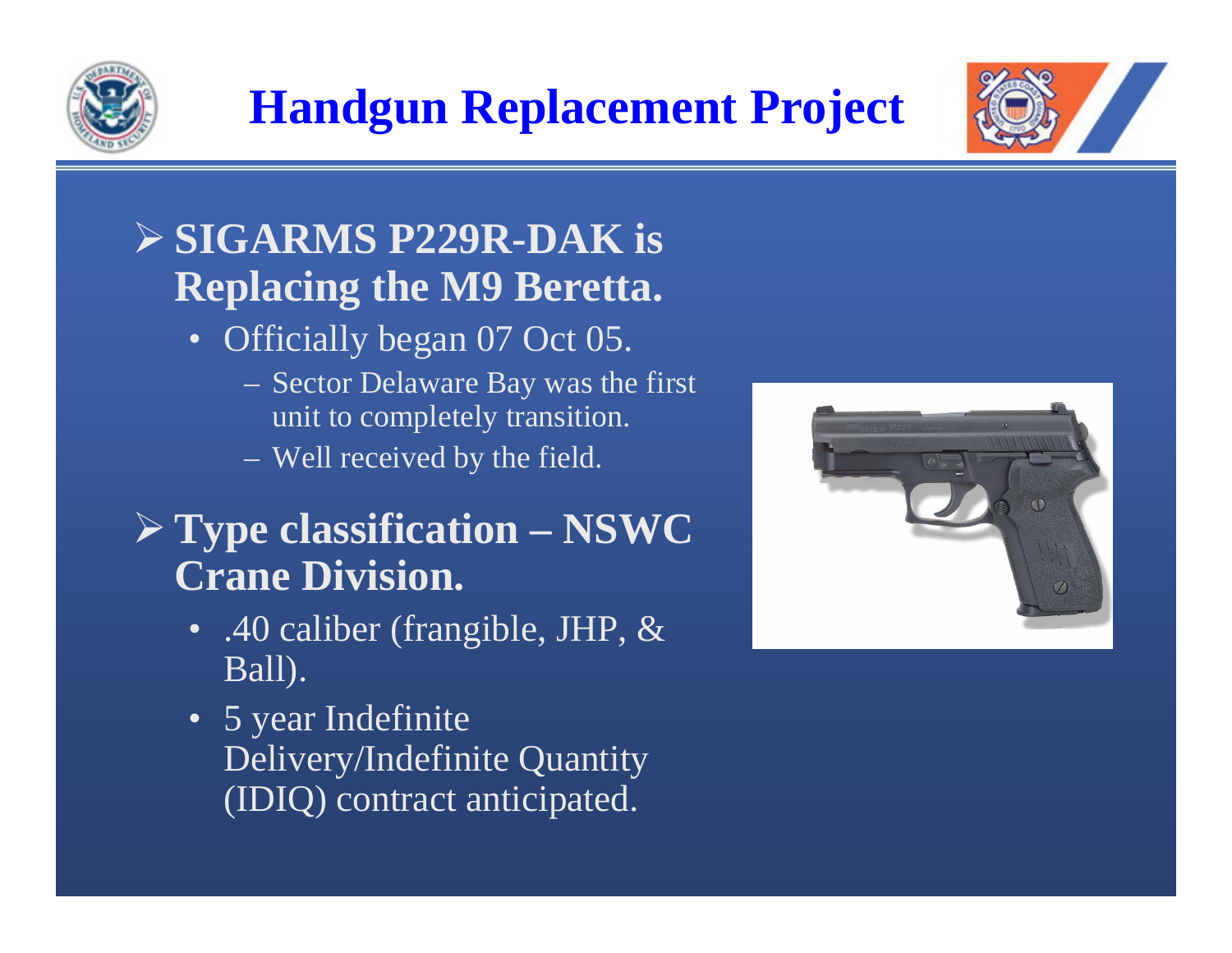# Handgun Replacement Project

- **SIGARMS P229R-DAK is Replacing the M9 Beretta.**
  - Officially began 07 Oct 05.
    - Sector Delaware Bay was the first unit to completely transition.
    - Well received by the field.
- **Type classification – NSWC Crane Division.**
  - .40 caliber (frangible, JHP, & Ball).
  - 5 year Indefinite Delivery/Indefinite Quantity (IDIQ) contract anticipated.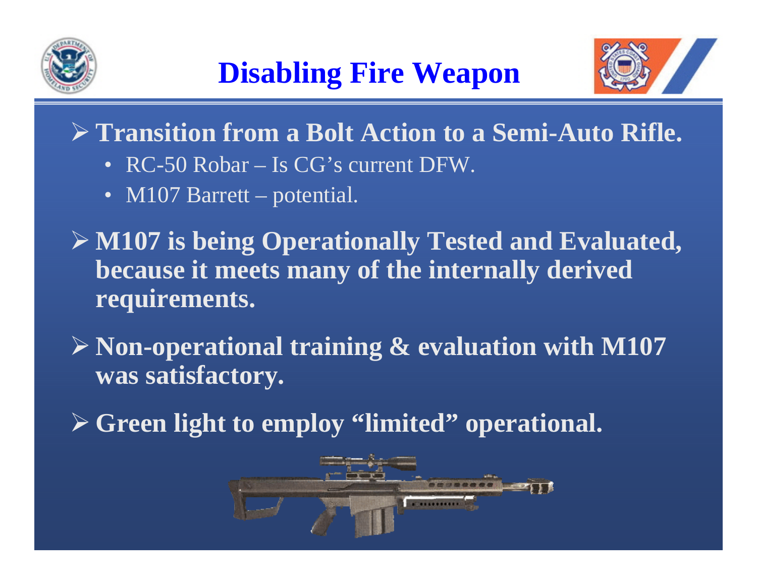# Disabling Fire Weapon

- **Transition from a Bolt Action to a Semi-Auto Rifle.**
  - RC-50 Robar – Is CG's current DFW.
  - M107 Barrett – potential.
- **M107 is being Operationally Tested and Evaluated, because it meets many of the internally derived requirements.**
- **Non-operational training & evaluation with M107 was satisfactory.**
- **Green light to employ "limited" operational.**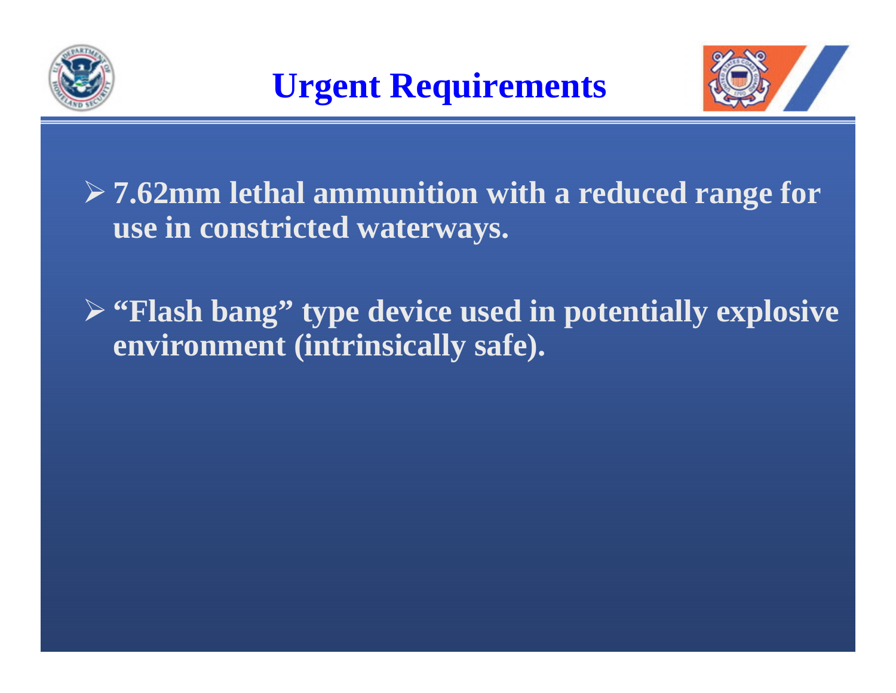# Urgent Requirements

- **7.62mm lethal ammunition with a reduced range for use in constricted waterways.**
- **"Flash bang" type device used in potentially explosive environment (intrinsically safe).**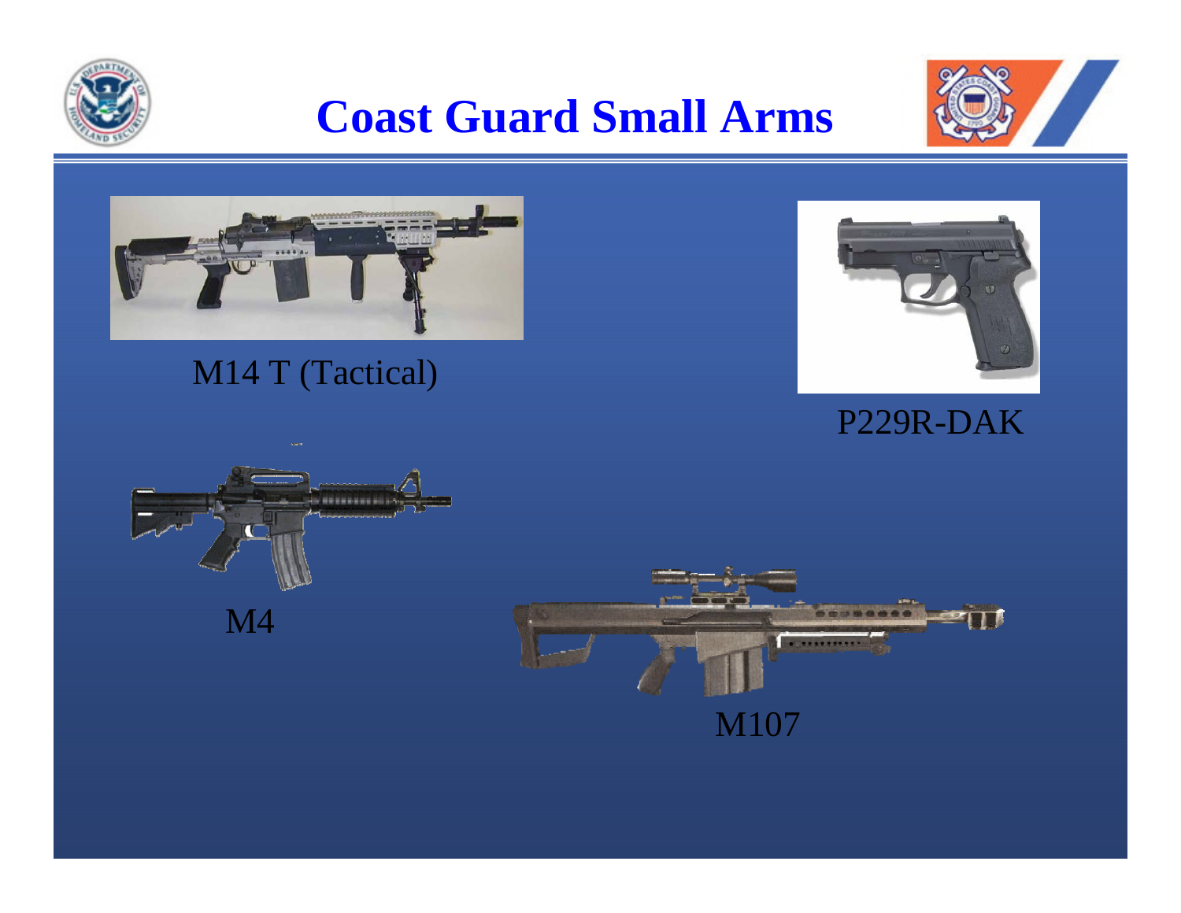# Coast Guard Small Arms

M14 T (Tactical)

P229R-DAK

M4

M107